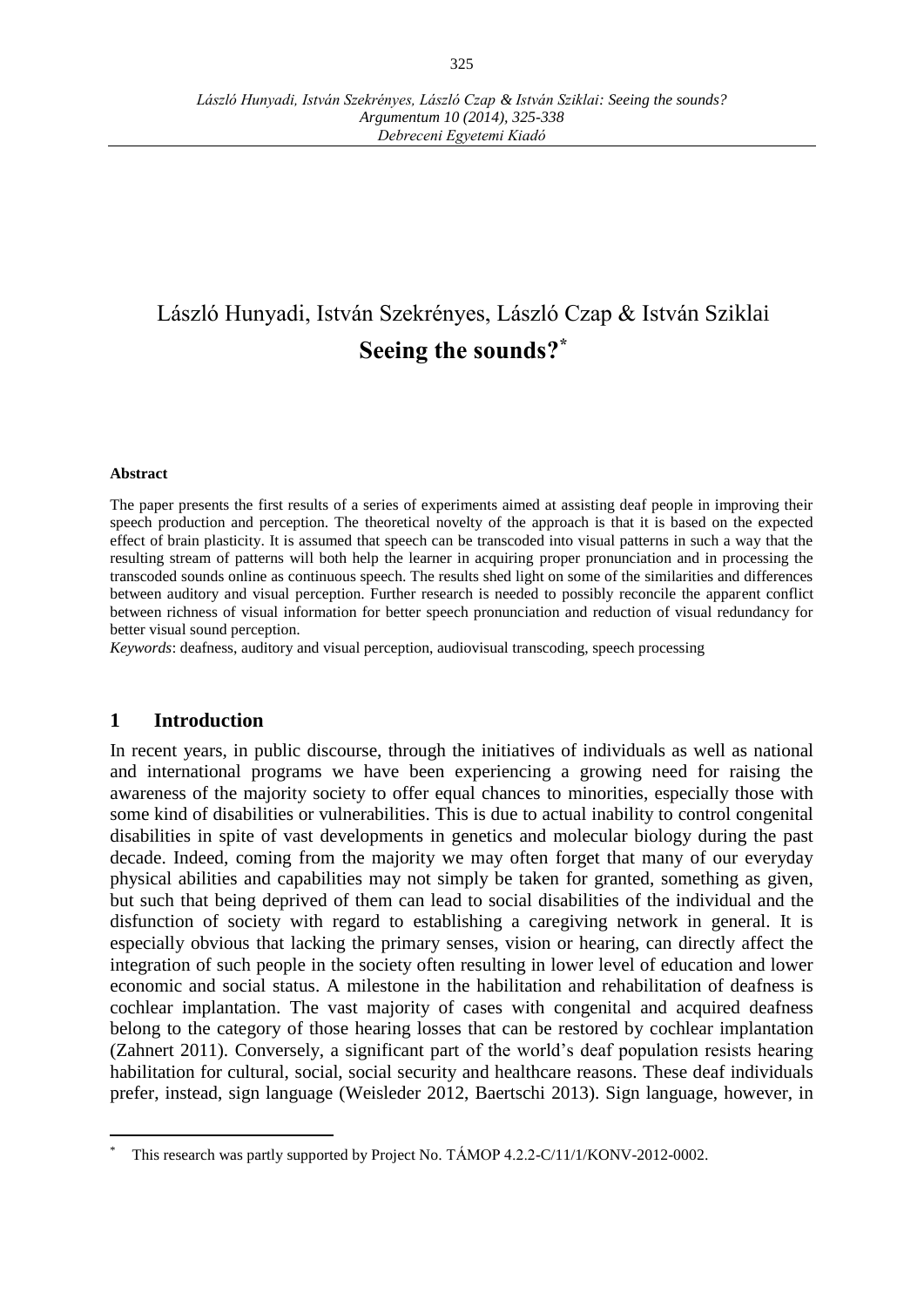# László Hunyadi, István Szekrényes, László Czap & István Sziklai
## Seeing the sounds?*

**Abstract**

The paper presents the first results of a series of experiments aimed at assisting deaf people in improving their speech production and perception. The theoretical novelty of the approach is that it is based on the expected effect of brain plasticity. It is assumed that speech can be transcoded into visual patterns in such a way that the resulting stream of patterns will both help the learner in acquiring proper pronunciation and in processing the transcoded sounds online as continuous speech. The results shed light on some of the similarities and differences between auditory and visual perception. Further research is needed to possibly reconcile the apparent conflict between richness of visual information for better speech pronunciation and reduction of visual redundancy for better visual sound perception.

*Keywords*: deafness, auditory and visual perception, audiovisual transcoding, speech processing

## 1 Introduction

In recent years, in public discourse, through the initiatives of individuals as well as national and international programs we have been experiencing a growing need for raising the awareness of the majority society to offer equal chances to minorities, especially those with some kind of disabilities or vulnerabilities. This is due to actual inability to control congenital disabilities in spite of vast developments in genetics and molecular biology during the past decade. Indeed, coming from the majority we may often forget that many of our everyday physical abilities and capabilities may not simply be taken for granted, something as given, but such that being deprived of them can lead to social disabilities of the individual and the disfunction of society with regard to establishing a caregiving network in general. It is especially obvious that lacking the primary senses, vision or hearing, can directly affect the integration of such people in the society often resulting in lower level of education and lower economic and social status. A milestone in the habilitation and rehabilitation of deafness is cochlear implantation. The vast majority of cases with congenital and acquired deafness belong to the category of those hearing losses that can be restored by cochlear implantation (Zahnert 2011). Conversely, a significant part of the world's deaf population resists hearing habilitation for cultural, social, social security and healthcare reasons. These deaf individuals prefer, instead, sign language (Weisleder 2012, Baertschi 2013). Sign language, however, in

---

* This research was partly supported by Project No. TÁMOP 4.2.2-C/11/1/KONV-2012-0002.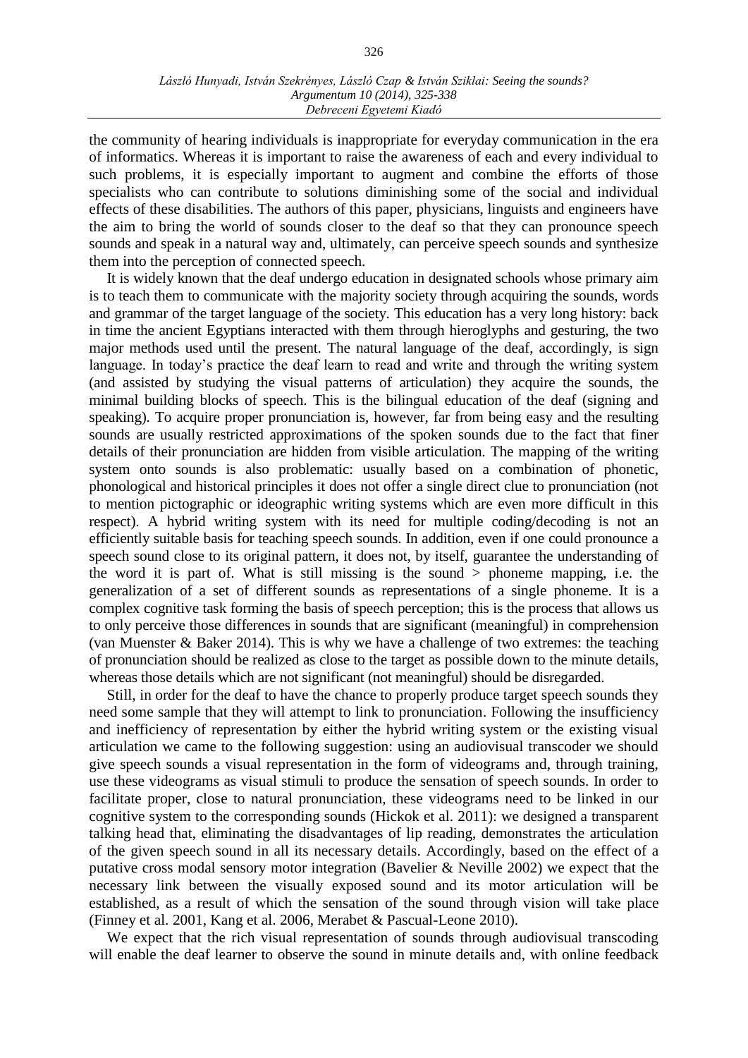the community of hearing individuals is inappropriate for everyday communication in the era of informatics. Whereas it is important to raise the awareness of each and every individual to such problems, it is especially important to augment and combine the efforts of those specialists who can contribute to solutions diminishing some of the social and individual effects of these disabilities. The authors of this paper, physicians, linguists and engineers have the aim to bring the world of sounds closer to the deaf so that they can pronounce speech sounds and speak in a natural way and, ultimately, can perceive speech sounds and synthesize them into the perception of connected speech.

It is widely known that the deaf undergo education in designated schools whose primary aim is to teach them to communicate with the majority society through acquiring the sounds, words and grammar of the target language of the society. This education has a very long history: back in time the ancient Egyptians interacted with them through hieroglyphs and gesturing, the two major methods used until the present. The natural language of the deaf, accordingly, is sign language. In today's practice the deaf learn to read and write and through the writing system (and assisted by studying the visual patterns of articulation) they acquire the sounds, the minimal building blocks of speech. This is the bilingual education of the deaf (signing and speaking). To acquire proper pronunciation is, however, far from being easy and the resulting sounds are usually restricted approximations of the spoken sounds due to the fact that finer details of their pronunciation are hidden from visible articulation. The mapping of the writing system onto sounds is also problematic: usually based on a combination of phonetic, phonological and historical principles it does not offer a single direct clue to pronunciation (not to mention pictographic or ideographic writing systems which are even more difficult in this respect). A hybrid writing system with its need for multiple coding/decoding is not an efficiently suitable basis for teaching speech sounds. In addition, even if one could pronounce a speech sound close to its original pattern, it does not, by itself, guarantee the understanding of the word it is part of. What is still missing is the sound > phoneme mapping, i.e. the generalization of a set of different sounds as representations of a single phoneme. It is a complex cognitive task forming the basis of speech perception; this is the process that allows us to only perceive those differences in sounds that are significant (meaningful) in comprehension (van Muenster & Baker 2014). This is why we have a challenge of two extremes: the teaching of pronunciation should be realized as close to the target as possible down to the minute details, whereas those details which are not significant (not meaningful) should be disregarded.

Still, in order for the deaf to have the chance to properly produce target speech sounds they need some sample that they will attempt to link to pronunciation. Following the insufficiency and inefficiency of representation by either the hybrid writing system or the existing visual articulation we came to the following suggestion: using an audiovisual transcoder we should give speech sounds a visual representation in the form of videograms and, through training, use these videograms as visual stimuli to produce the sensation of speech sounds. In order to facilitate proper, close to natural pronunciation, these videograms need to be linked in our cognitive system to the corresponding sounds (Hickok et al. 2011): we designed a transparent talking head that, eliminating the disadvantages of lip reading, demonstrates the articulation of the given speech sound in all its necessary details. Accordingly, based on the effect of a putative cross modal sensory motor integration (Bavelier & Neville 2002) we expect that the necessary link between the visually exposed sound and its motor articulation will be established, as a result of which the sensation of the sound through vision will take place (Finney et al. 2001, Kang et al. 2006, Merabet & Pascual-Leone 2010).

We expect that the rich visual representation of sounds through audiovisual transcoding will enable the deaf learner to observe the sound in minute details and, with online feedback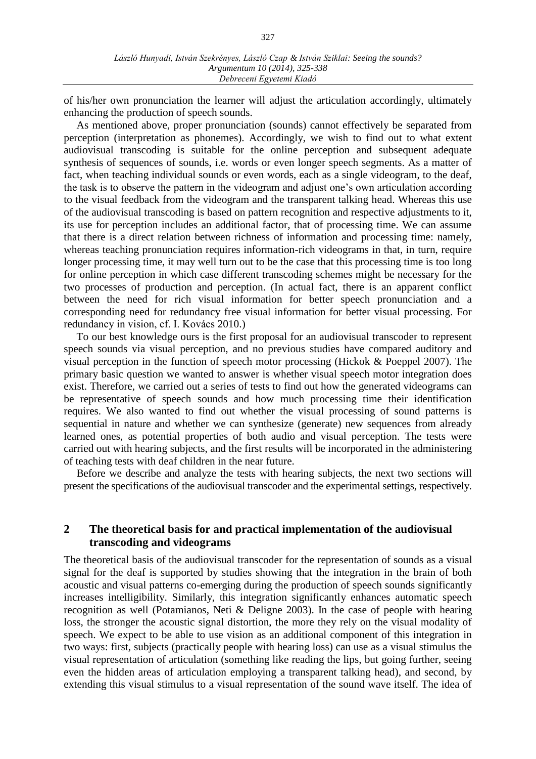of his/her own pronunciation the learner will adjust the articulation accordingly, ultimately enhancing the production of speech sounds.

As mentioned above, proper pronunciation (sounds) cannot effectively be separated from perception (interpretation as phonemes). Accordingly, we wish to find out to what extent audiovisual transcoding is suitable for the online perception and subsequent adequate synthesis of sequences of sounds, i.e. words or even longer speech segments. As a matter of fact, when teaching individual sounds or even words, each as a single videogram, to the deaf, the task is to observe the pattern in the videogram and adjust one's own articulation according to the visual feedback from the videogram and the transparent talking head. Whereas this use of the audiovisual transcoding is based on pattern recognition and respective adjustments to it, its use for perception includes an additional factor, that of processing time. We can assume that there is a direct relation between richness of information and processing time: namely, whereas teaching pronunciation requires information-rich videograms in that, in turn, require longer processing time, it may well turn out to be the case that this processing time is too long for online perception in which case different transcoding schemes might be necessary for the two processes of production and perception. (In actual fact, there is an apparent conflict between the need for rich visual information for better speech pronunciation and a corresponding need for redundancy free visual information for better visual processing. For redundancy in vision, cf. I. Kovács 2010.)

To our best knowledge ours is the first proposal for an audiovisual transcoder to represent speech sounds via visual perception, and no previous studies have compared auditory and visual perception in the function of speech motor processing (Hickok & Poeppel 2007). The primary basic question we wanted to answer is whether visual speech motor integration does exist. Therefore, we carried out a series of tests to find out how the generated videograms can be representative of speech sounds and how much processing time their identification requires. We also wanted to find out whether the visual processing of sound patterns is sequential in nature and whether we can synthesize (generate) new sequences from already learned ones, as potential properties of both audio and visual perception. The tests were carried out with hearing subjects, and the first results will be incorporated in the administering of teaching tests with deaf children in the near future.

Before we describe and analyze the tests with hearing subjects, the next two sections will present the specifications of the audiovisual transcoder and the experimental settings, respectively.

## 2 The theoretical basis for and practical implementation of the audiovisual transcoding and videograms

The theoretical basis of the audiovisual transcoder for the representation of sounds as a visual signal for the deaf is supported by studies showing that the integration in the brain of both acoustic and visual patterns co-emerging during the production of speech sounds significantly increases intelligibility. Similarly, this integration significantly enhances automatic speech recognition as well (Potamianos, Neti & Deligne 2003). In the case of people with hearing loss, the stronger the acoustic signal distortion, the more they rely on the visual modality of speech. We expect to be able to use vision as an additional component of this integration in two ways: first, subjects (practically people with hearing loss) can use as a visual stimulus the visual representation of articulation (something like reading the lips, but going further, seeing even the hidden areas of articulation employing a transparent talking head), and second, by extending this visual stimulus to a visual representation of the sound wave itself. The idea of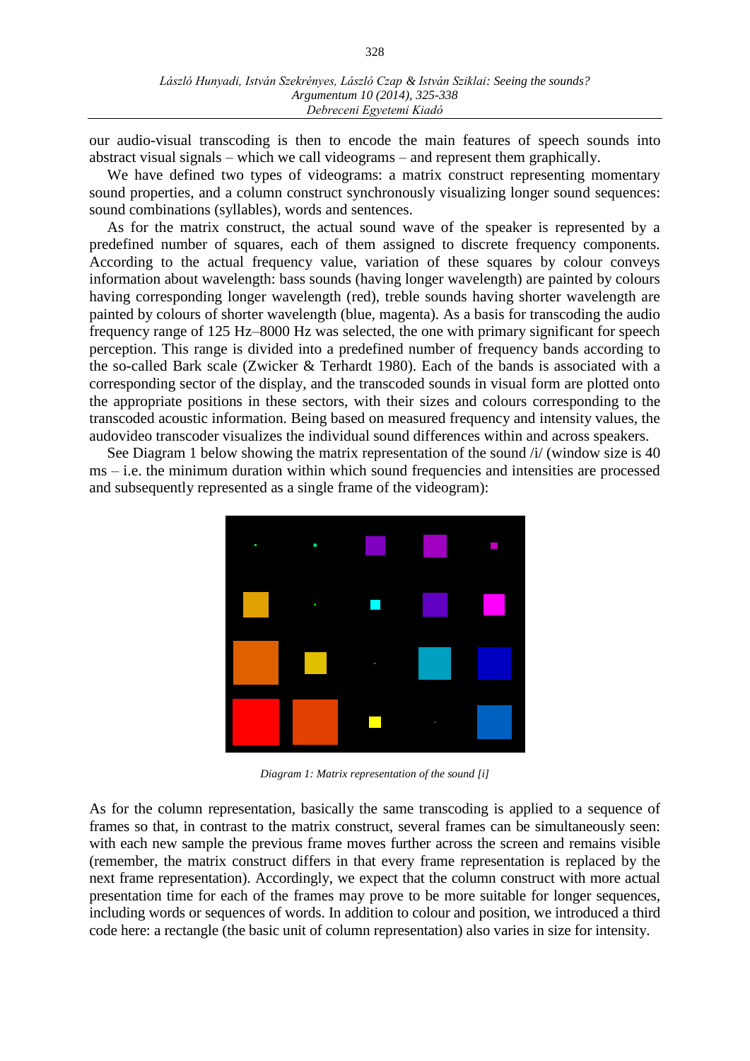our audio-visual transcoding is then to encode the main features of speech sounds into abstract visual signals – which we call videograms – and represent them graphically.

We have defined two types of videograms: a matrix construct representing momentary sound properties, and a column construct synchronously visualizing longer sound sequences: sound combinations (syllables), words and sentences.

As for the matrix construct, the actual sound wave of the speaker is represented by a predefined number of squares, each of them assigned to discrete frequency components. According to the actual frequency value, variation of these squares by colour conveys information about wavelength: bass sounds (having longer wavelength) are painted by colours having corresponding longer wavelength (red), treble sounds having shorter wavelength are painted by colours of shorter wavelength (blue, magenta). As a basis for transcoding the audio frequency range of 125 Hz–8000 Hz was selected, the one with primary significant for speech perception. This range is divided into a predefined number of frequency bands according to the so-called Bark scale (Zwicker & Terhardt 1980). Each of the bands is associated with a corresponding sector of the display, and the transcoded sounds in visual form are plotted onto the appropriate positions in these sectors, with their sizes and colours corresponding to the transcoded acoustic information. Being based on measured frequency and intensity values, the audovideo transcoder visualizes the individual sound differences within and across speakers.

See Diagram 1 below showing the matrix representation of the sound /i/ (window size is 40 ms – i.e. the minimum duration within which sound frequencies and intensities are processed and subsequently represented as a single frame of the videogram):

*Diagram 1: Matrix representation of the sound [i]*

As for the column representation, basically the same transcoding is applied to a sequence of frames so that, in contrast to the matrix construct, several frames can be simultaneously seen: with each new sample the previous frame moves further across the screen and remains visible (remember, the matrix construct differs in that every frame representation is replaced by the next frame representation). Accordingly, we expect that the column construct with more actual presentation time for each of the frames may prove to be more suitable for longer sequences, including words or sequences of words. In addition to colour and position, we introduced a third code here: a rectangle (the basic unit of column representation) also varies in size for intensity.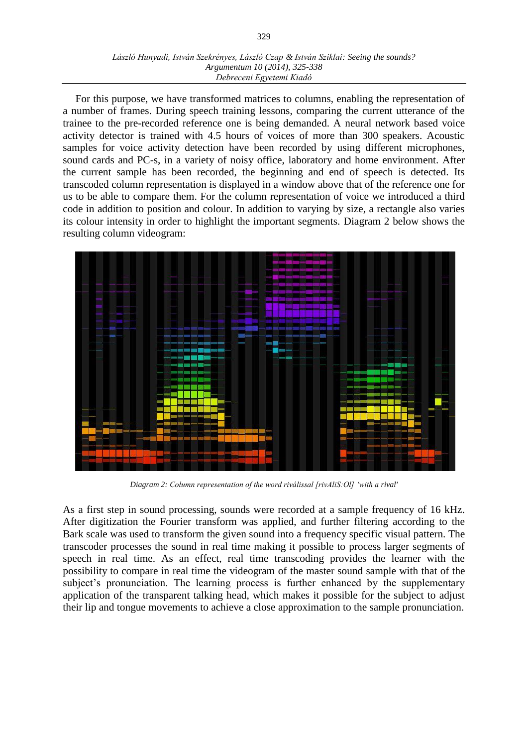For this purpose, we have transformed matrices to columns, enabling the representation of a number of frames. During speech training lessons, comparing the current utterance of the trainee to the pre-recorded reference one is being demanded. A neural network based voice activity detector is trained with 4.5 hours of voices of more than 300 speakers. Acoustic samples for voice activity detection have been recorded by using different microphones, sound cards and PC-s, in a variety of noisy office, laboratory and home environment. After the current sample has been recorded, the beginning and end of speech is detected. Its transcoded column representation is displayed in a window above that of the reference one for us to be able to compare them. For the column representation of voice we introduced a third code in addition to position and colour. In addition to varying by size, a rectangle also varies its colour intensity in order to highlight the important segments. Diagram 2 below shows the resulting column videogram:

*Diagram 2: Column representation of the word riválissal [rivAliS:Ol] 'with a rival'*

As a first step in sound processing, sounds were recorded at a sample frequency of 16 kHz. After digitization the Fourier transform was applied, and further filtering according to the Bark scale was used to transform the given sound into a frequency specific visual pattern. The transcoder processes the sound in real time making it possible to process larger segments of speech in real time. As an effect, real time transcoding provides the learner with the possibility to compare in real time the videogram of the master sound sample with that of the subject's pronunciation. The learning process is further enhanced by the supplementary application of the transparent talking head, which makes it possible for the subject to adjust their lip and tongue movements to achieve a close approximation to the sample pronunciation.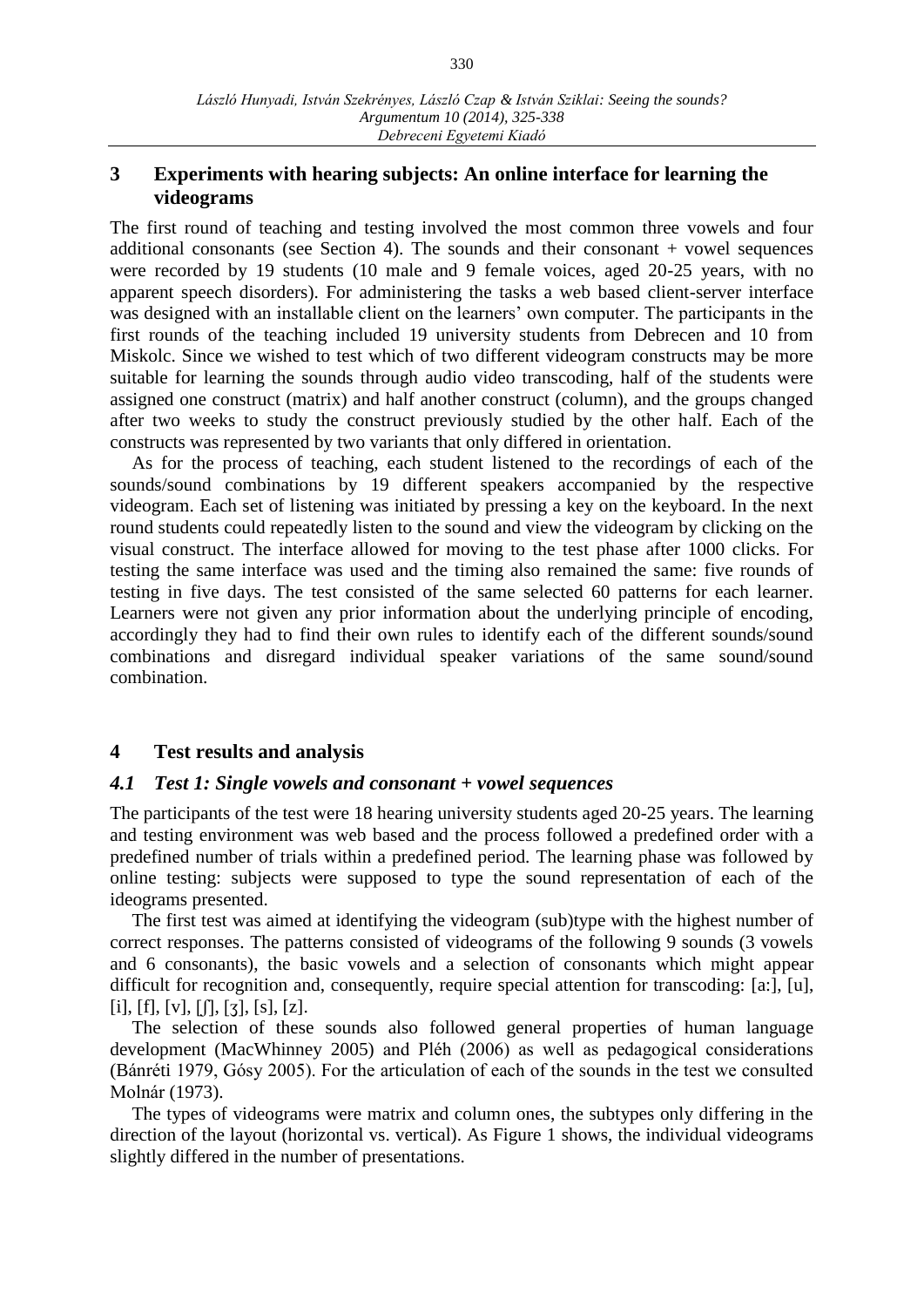## 3 Experiments with hearing subjects: An online interface for learning the videograms

The first round of teaching and testing involved the most common three vowels and four additional consonants (see Section 4). The sounds and their consonant + vowel sequences were recorded by 19 students (10 male and 9 female voices, aged 20-25 years, with no apparent speech disorders). For administering the tasks a web based client-server interface was designed with an installable client on the learners' own computer. The participants in the first rounds of the teaching included 19 university students from Debrecen and 10 from Miskolc. Since we wished to test which of two different videogram constructs may be more suitable for learning the sounds through audio video transcoding, half of the students were assigned one construct (matrix) and half another construct (column), and the groups changed after two weeks to study the construct previously studied by the other half. Each of the constructs was represented by two variants that only differed in orientation.

As for the process of teaching, each student listened to the recordings of each of the sounds/sound combinations by 19 different speakers accompanied by the respective videogram. Each set of listening was initiated by pressing a key on the keyboard. In the next round students could repeatedly listen to the sound and view the videogram by clicking on the visual construct. The interface allowed for moving to the test phase after 1000 clicks. For testing the same interface was used and the timing also remained the same: five rounds of testing in five days. The test consisted of the same selected 60 patterns for each learner. Learners were not given any prior information about the underlying principle of encoding, accordingly they had to find their own rules to identify each of the different sounds/sound combinations and disregard individual speaker variations of the same sound/sound combination.

## 4 Test results and analysis

### *4.1 Test 1: Single vowels and consonant + vowel sequences*

The participants of the test were 18 hearing university students aged 20-25 years. The learning and testing environment was web based and the process followed a predefined order with a predefined number of trials within a predefined period. The learning phase was followed by online testing: subjects were supposed to type the sound representation of each of the ideograms presented.

The first test was aimed at identifying the videogram (sub)type with the highest number of correct responses. The patterns consisted of videograms of the following 9 sounds (3 vowels and 6 consonants), the basic vowels and a selection of consonants which might appear difficult for recognition and, consequently, require special attention for transcoding: [aː], [u], [i], [f], [v], [ʃ], [ʒ], [s], [z].

The selection of these sounds also followed general properties of human language development (MacWhinney 2005) and Pléh (2006) as well as pedagogical considerations (Bánréti 1979, Gósy 2005). For the articulation of each of the sounds in the test we consulted Molnár (1973).

The types of videograms were matrix and column ones, the subtypes only differing in the direction of the layout (horizontal vs. vertical). As Figure 1 shows, the individual videograms slightly differed in the number of presentations.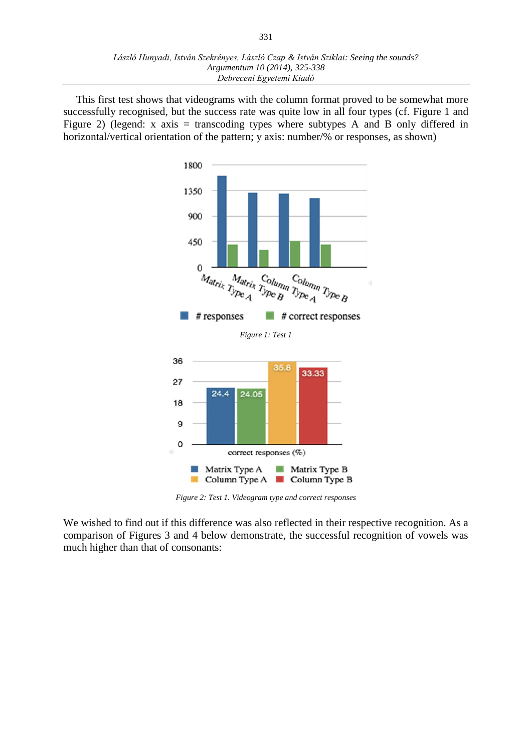This first test shows that videograms with the column format proved to be somewhat more successfully recognised, but the success rate was quite low in all four types (cf. Figure 1 and Figure 2) (legend: x axis = transcoding types where subtypes A and B only differed in horizontal/vertical orientation of the pattern; y axis: number/% or responses, as shown)

*Figure 1: Test 1*

*Figure 2: Test 1. Videogram type and correct responses*

We wished to find out if this difference was also reflected in their respective recognition. As a comparison of Figures 3 and 4 below demonstrate, the successful recognition of vowels was much higher than that of consonants: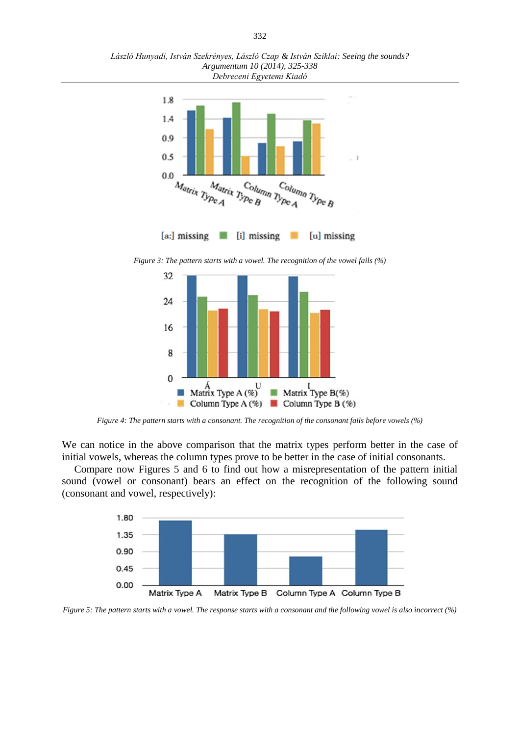Figure 3: The pattern starts with a vowel. The recognition of the vowel fails (%)

Figure 4: The pattern starts with a consonant. The recognition of the consonant fails before vowels (%)

We can notice in the above comparison that the matrix types perform better in the case of initial vowels, whereas the column types prove to be better in the case of initial consonants.

Compare now Figures 5 and 6 to find out how a misrepresentation of the pattern initial sound (vowel or consonant) bears an effect on the recognition of the following sound (consonant and vowel, respectively):

Figure 5: The pattern starts with a vowel. The response starts with a consonant and the following vowel is also incorrect (%)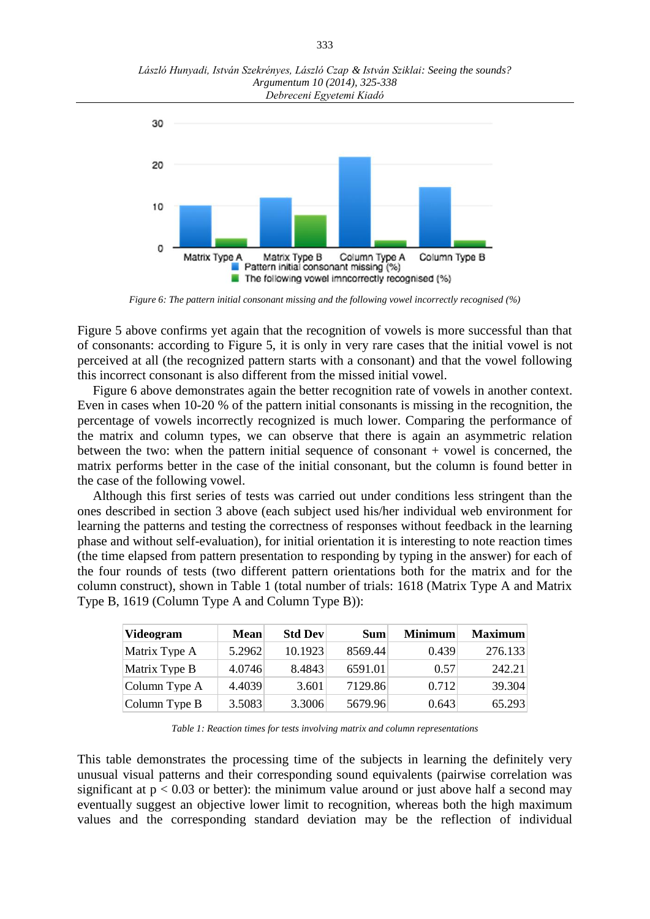*Figure 6: The pattern initial consonant missing and the following vowel incorrectly recognised (%)*

Figure 5 above confirms yet again that the recognition of vowels is more successful than that of consonants: according to Figure 5, it is only in very rare cases that the initial vowel is not perceived at all (the recognized pattern starts with a consonant) and that the vowel following this incorrect consonant is also different from the missed initial vowel.

Figure 6 above demonstrates again the better recognition rate of vowels in another context. Even in cases when 10-20 % of the pattern initial consonants is missing in the recognition, the percentage of vowels incorrectly recognized is much lower. Comparing the performance of the matrix and column types, we can observe that there is again an asymmetric relation between the two: when the pattern initial sequence of consonant + vowel is concerned, the matrix performs better in the case of the initial consonant, but the column is found better in the case of the following vowel.

Although this first series of tests was carried out under conditions less stringent than the ones described in section 3 above (each subject used his/her individual web environment for learning the patterns and testing the correctness of responses without feedback in the learning phase and without self-evaluation), for initial orientation it is interesting to note reaction times (the time elapsed from pattern presentation to responding by typing in the answer) for each of the four rounds of tests (two different pattern orientations both for the matrix and for the column construct), shown in Table 1 (total number of trials: 1618 (Matrix Type A and Matrix Type B, 1619 (Column Type A and Column Type B)):

| Videogram | Mean | Std Dev | Sum | Minimum | Maximum |
|---|---|---|---|---|---|
| Matrix Type A | 5.2962 | 10.1923 | 8569.44 | 0.439 | 276.133 |
| Matrix Type B | 4.0746 | 8.4843 | 6591.01 | 0.57 | 242.21 |
| Column Type A | 4.4039 | 3.601 | 7129.86 | 0.712 | 39.304 |
| Column Type B | 3.5083 | 3.3006 | 5679.96 | 0.643 | 65.293 |

*Table 1: Reaction times for tests involving matrix and column representations*

This table demonstrates the processing time of the subjects in learning the definitely very unusual visual patterns and their corresponding sound equivalents (pairwise correlation was significant at $p < 0.03$ or better): the minimum value around or just above half a second may eventually suggest an objective lower limit to recognition, whereas both the high maximum values and the corresponding standard deviation may be the reflection of individual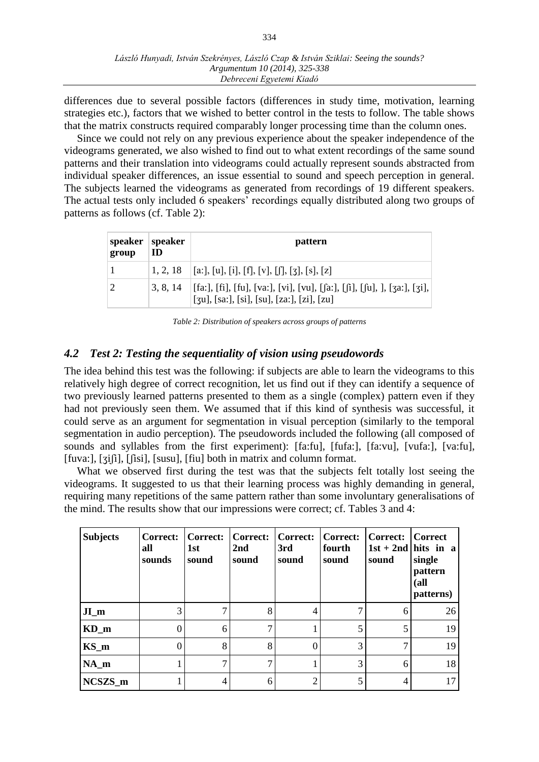differences due to several possible factors (differences in study time, motivation, learning strategies etc.), factors that we wished to better control in the tests to follow. The table shows that the matrix constructs required comparably longer processing time than the column ones.

Since we could not rely on any previous experience about the speaker independence of the videograms generated, we also wished to find out to what extent recordings of the same sound patterns and their translation into videograms could actually represent sounds abstracted from individual speaker differences, an issue essential to sound and speech perception in general. The subjects learned the videograms as generated from recordings of 19 different speakers. The actual tests only included 6 speakers' recordings equally distributed along two groups of patterns as follows (cf. Table 2):

| speaker group | speaker ID | pattern |
|---|---|---|
| 1 | 1, 2, 18 | [a:], [u], [i], [f], [v], [ʃ], [ʒ], [s], [z] |
| 2 | 3, 8, 14 | [fa:], [fi], [fu], [va:], [vi], [vu], [ʃa:], [ʃi], [ʃu], ], [ʒa:], [ʒi], [ʒu], [sa:], [si], [su], [za:], [zi], [zu] |

*Table 2: Distribution of speakers across groups of patterns*

### *4.2 Test 2: Testing the sequentiality of vision using pseudowords*

The idea behind this test was the following: if subjects are able to learn the videograms to this relatively high degree of correct recognition, let us find out if they can identify a sequence of two previously learned patterns presented to them as a single (complex) pattern even if they had not previously seen them. We assumed that if this kind of synthesis was successful, it could serve as an argument for segmentation in visual perception (similarly to the temporal segmentation in audio perception). The pseudowords included the following (all composed of sounds and syllables from the first experiment): [fa:fu], [fufa:], [fa:vu], [vufa:], [va:fu], [fuva:], [ʒiʃi], [ʃisi], [susu], [fiu] both in matrix and column format.

What we observed first during the test was that the subjects felt totally lost seeing the videograms. It suggested to us that their learning process was highly demanding in general, requiring many repetitions of the same pattern rather than some involuntary generalisations of the mind. The results show that our impressions were correct; cf. Tables 3 and 4:

| Subjects | Correct: all sounds | Correct: 1st sound | Correct: 2nd sound | Correct: 3rd sound | Correct: fourth sound | Correct: 1st + 2nd sound | Correct hits in a single pattern (all patterns) |
|---|---|---|---|---|---|---|---|
| **JI_m** | 3 | 7 | 8 | 4 | 7 | 6 | 26 |
| **KD_m** | 0 | 6 | 7 | 1 | 5 | 5 | 19 |
| **KS_m** | 0 | 8 | 8 | 0 | 3 | 7 | 19 |
| **NA_m** | 1 | 7 | 7 | 1 | 3 | 6 | 18 |
| **NCSZS_m** | 1 | 4 | 6 | 2 | 5 | 4 | 17 |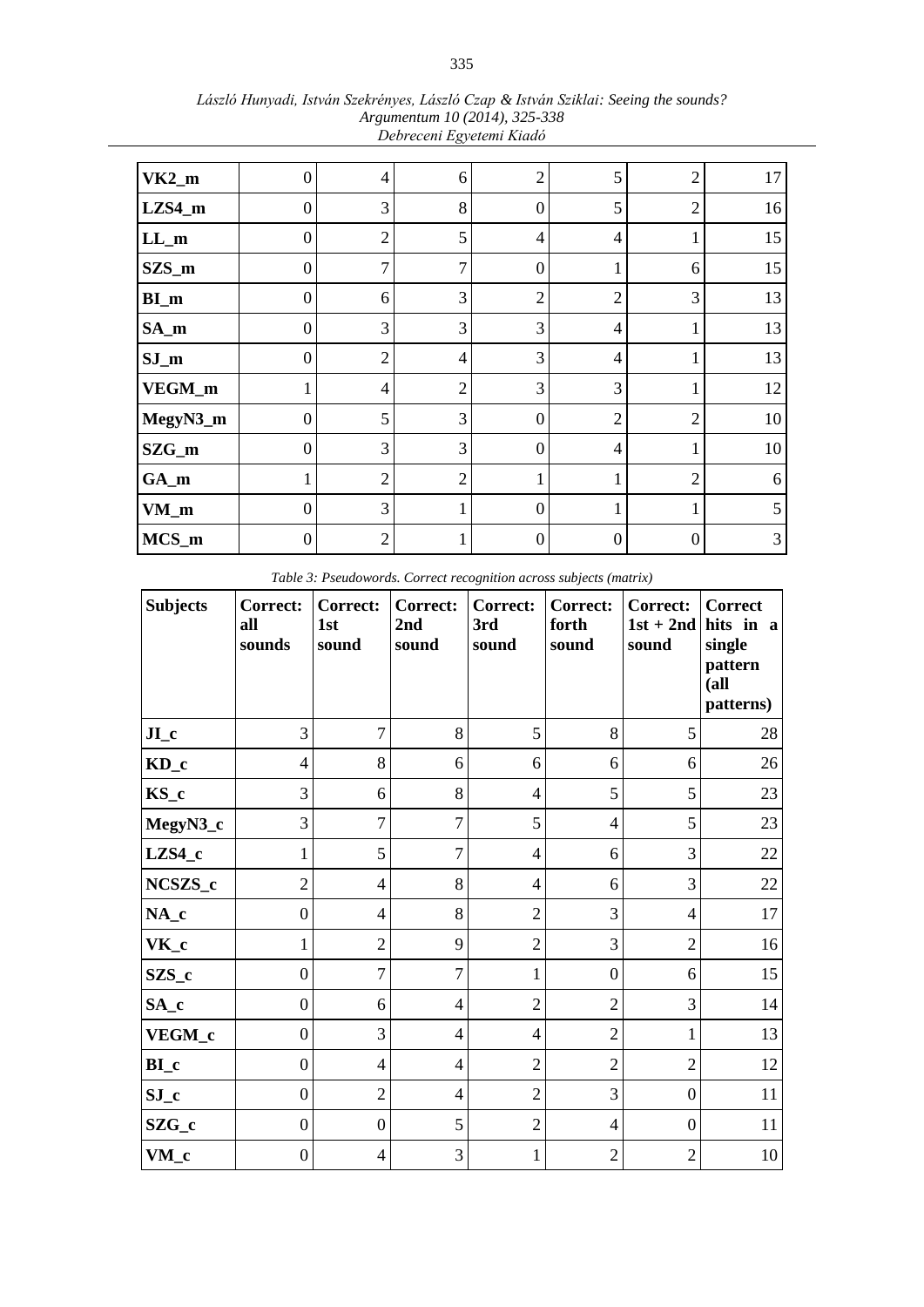| | | | | | | | |
|---|---|---|---|---|---|---|---|
| **VK2_m** | 0 | 4 | 6 | 2 | 5 | 2 | 17 |
| **LZS4_m** | 0 | 3 | 8 | 0 | 5 | 2 | 16 |
| **LL_m** | 0 | 2 | 5 | 4 | 4 | 1 | 15 |
| **SZS_m** | 0 | 7 | 7 | 0 | 1 | 6 | 15 |
| **BI_m** | 0 | 6 | 3 | 2 | 2 | 3 | 13 |
| **SA_m** | 0 | 3 | 3 | 3 | 4 | 1 | 13 |
| **SJ_m** | 0 | 2 | 4 | 3 | 4 | 1 | 13 |
| **VEGM_m** | 1 | 4 | 2 | 3 | 3 | 1 | 12 |
| **MegyN3_m** | 0 | 5 | 3 | 0 | 2 | 2 | 10 |
| **SZG_m** | 0 | 3 | 3 | 0 | 4 | 1 | 10 |
| **GA_m** | 1 | 2 | 2 | 1 | 1 | 2 | 6 |
| **VM_m** | 0 | 3 | 1 | 0 | 1 | 1 | 5 |
| **MCS_m** | 0 | 2 | 1 | 0 | 0 | 0 | 3 |

*Table 3: Pseudowords. Correct recognition across subjects (matrix)*

| **Subjects** | **Correct: all sounds** | **Correct: 1st sound** | **Correct: 2nd sound** | **Correct: 3rd sound** | **Correct: forth sound** | **Correct: 1st + 2nd sound** | **Correct hits in a single pattern (all patterns)** |
|---|---|---|---|---|---|---|---|
| **JI_c** | 3 | 7 | 8 | 5 | 8 | 5 | 28 |
| **KD_c** | 4 | 8 | 6 | 6 | 6 | 6 | 26 |
| **KS_c** | 3 | 6 | 8 | 4 | 5 | 5 | 23 |
| **MegyN3_c** | 3 | 7 | 7 | 5 | 4 | 5 | 23 |
| **LZS4_c** | 1 | 5 | 7 | 4 | 6 | 3 | 22 |
| **NCSZS_c** | 2 | 4 | 8 | 4 | 6 | 3 | 22 |
| **NA_c** | 0 | 4 | 8 | 2 | 3 | 4 | 17 |
| **VK_c** | 1 | 2 | 9 | 2 | 3 | 2 | 16 |
| **SZS_c** | 0 | 7 | 7 | 1 | 0 | 6 | 15 |
| **SA_c** | 0 | 6 | 4 | 2 | 2 | 3 | 14 |
| **VEGM_c** | 0 | 3 | 4 | 4 | 2 | 1 | 13 |
| **BI_c** | 0 | 4 | 4 | 2 | 2 | 2 | 12 |
| **SJ_c** | 0 | 2 | 4 | 2 | 3 | 0 | 11 |
| **SZG_c** | 0 | 0 | 5 | 2 | 4 | 0 | 11 |
| **VM_c** | 0 | 4 | 3 | 1 | 2 | 2 | 10 |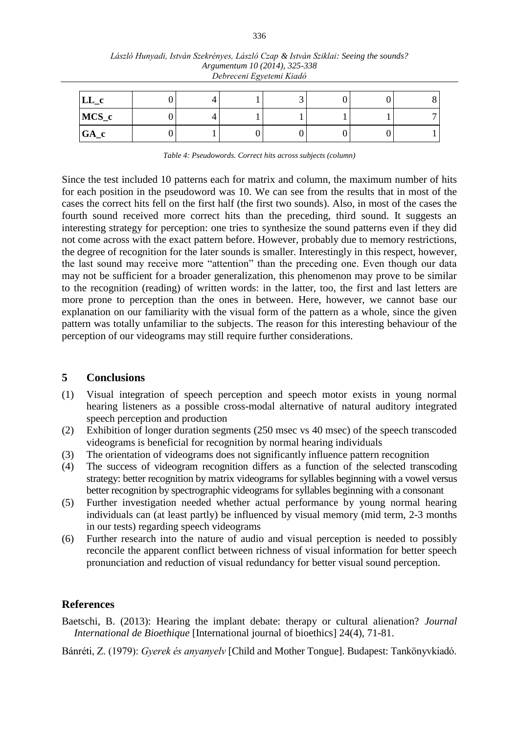| LL_c | 0 | 4 | 1 | 3 | 0 | 0 | 8 |
|---|---|---|---|---|---|---|---|
| MCS_c | 0 | 4 | 1 | 1 | 1 | 1 | 7 |
| GA_c | 0 | 1 | 0 | 0 | 0 | 0 | 1 |

*Table 4: Pseudowords. Correct hits across subjects (column)*

Since the test included 10 patterns each for matrix and column, the maximum number of hits for each position in the pseudoword was 10. We can see from the results that in most of the cases the correct hits fell on the first half (the first two sounds). Also, in most of the cases the fourth sound received more correct hits than the preceding, third sound. It suggests an interesting strategy for perception: one tries to synthesize the sound patterns even if they did not come across with the exact pattern before. However, probably due to memory restrictions, the degree of recognition for the later sounds is smaller. Interestingly in this respect, however, the last sound may receive more "attention" than the preceding one. Even though our data may not be sufficient for a broader generalization, this phenomenon may prove to be similar to the recognition (reading) of written words: in the latter, too, the first and last letters are more prone to perception than the ones in between. Here, however, we cannot base our explanation on our familiarity with the visual form of the pattern as a whole, since the given pattern was totally unfamiliar to the subjects. The reason for this interesting behaviour of the perception of our videograms may still require further considerations.

## 5 Conclusions

(1) Visual integration of speech perception and speech motor exists in young normal hearing listeners as a possible cross-modal alternative of natural auditory integrated speech perception and production

(2) Exhibition of longer duration segments (250 msec vs 40 msec) of the speech transcoded videograms is beneficial for recognition by normal hearing individuals

(3) The orientation of videograms does not significantly influence pattern recognition

(4) The success of videogram recognition differs as a function of the selected transcoding strategy: better recognition by matrix videograms for syllables beginning with a vowel versus better recognition by spectrographic videograms for syllables beginning with a consonant

(5) Further investigation needed whether actual performance by young normal hearing individuals can (at least partly) be influenced by visual memory (mid term, 2-3 months in our tests) regarding speech videograms

(6) Further research into the nature of audio and visual perception is needed to possibly reconcile the apparent conflict between richness of visual information for better speech pronunciation and reduction of visual redundancy for better visual sound perception.

## References

Baetschi, B. (2013): Hearing the implant debate: therapy or cultural alienation? *Journal International de Bioethique* [International journal of bioethics] 24(4), 71-81.

Bánréti, Z. (1979): *Gyerek és anyanyelv* [Child and Mother Tongue]. Budapest: Tankönyvkiadó.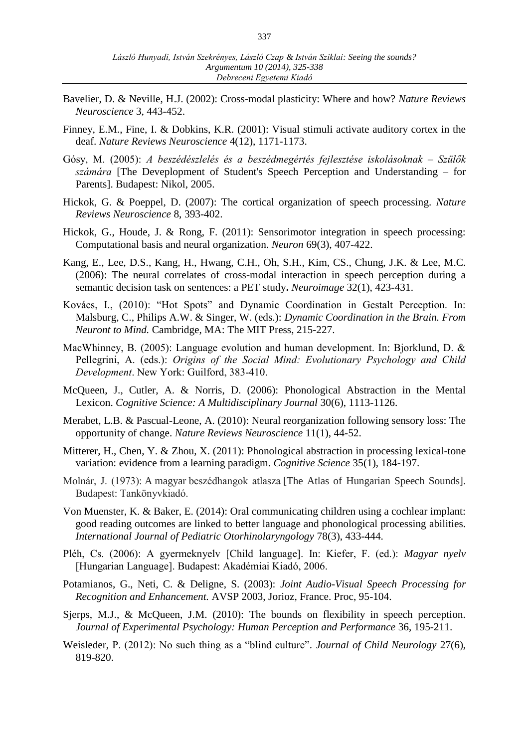Bavelier, D. & Neville, H.J. (2002): Cross-modal plasticity: Where and how? *Nature Reviews Neuroscience* 3, 443-452.

Finney, E.M., Fine, I. & Dobkins, K.R. (2001): Visual stimuli activate auditory cortex in the deaf. *Nature Reviews Neuroscience* 4(12), 1171-1173.

Gósy, M. (2005): *A beszédészlelés és a beszédmegértés fejlesztése iskolásoknak – Szülők számára* [The Deveplopment of Student's Speech Perception and Understanding – for Parents]. Budapest: Nikol, 2005.

Hickok, G. & Poeppel, D. (2007): The cortical organization of speech processing. *Nature Reviews Neuroscience* 8, 393-402.

Hickok, G., Houde, J. & Rong, F. (2011): Sensorimotor integration in speech processing: Computational basis and neural organization. *Neuron* 69(3), 407-422.

Kang, E., Lee, D.S., Kang, H., Hwang, C.H., Oh, S.H., Kim, CS., Chung, J.K. & Lee, M.C. (2006): The neural correlates of cross-modal interaction in speech perception during a semantic decision task on sentences: a PET study**.** *Neuroimage* 32(1), 423-431.

Kovács, I., (2010): "Hot Spots" and Dynamic Coordination in Gestalt Perception. In: Malsburg, C., Philips A.W. & Singer, W. (eds.): *Dynamic Coordination in the Brain. From Neuront to Mind.* Cambridge, MA: The MIT Press, 215-227.

MacWhinney, B. (2005): Language evolution and human development. In: Bjorklund, D. & Pellegrini, A. (eds.): *Origins of the Social Mind: Evolutionary Psychology and Child Development*. New York: Guilford, 383-410.

McQueen, J., Cutler, A. & Norris, D. (2006): Phonological Abstraction in the Mental Lexicon. *Cognitive Science: A Multidisciplinary Journal* 30(6), 1113-1126.

Merabet, L.B. & Pascual-Leone, A. (2010): Neural reorganization following sensory loss: The opportunity of change. *Nature Reviews Neuroscience* 11(1), 44-52.

Mitterer, H., Chen, Y. & Zhou, X. (2011): Phonological abstraction in processing lexical-tone variation: evidence from a learning paradigm. *Cognitive Science* 35(1), 184-197.

Molnár, J. (1973): A magyar beszédhangok atlasza [The Atlas of Hungarian Speech Sounds]. Budapest: Tankönyvkiadó.

Von Muenster, K. & Baker, E. (2014): Oral communicating children using a cochlear implant: good reading outcomes are linked to better language and phonological processing abilities. *International Journal of Pediatric Otorhinolaryngology* 78(3), 433-444.

Pléh, Cs. (2006): A gyermeknyelv [Child language]. In: Kiefer, F. (ed.): *Magyar nyelv* [Hungarian Language]. Budapest: Akadémiai Kiadó, 2006.

Potamianos, G., Neti, C. & Deligne, S. (2003): *Joint Audio-Visual Speech Processing for Recognition and Enhancement.* AVSP 2003, Jorioz, France. Proc, 95-104.

Sjerps, M.J., & McQueen, J.M. (2010): The bounds on flexibility in speech perception. *Journal of Experimental Psychology: Human Perception and Performance* 36, 195-211.

Weisleder, P. (2012): No such thing as a "blind culture". *Journal of Child Neurology* 27(6), 819-820.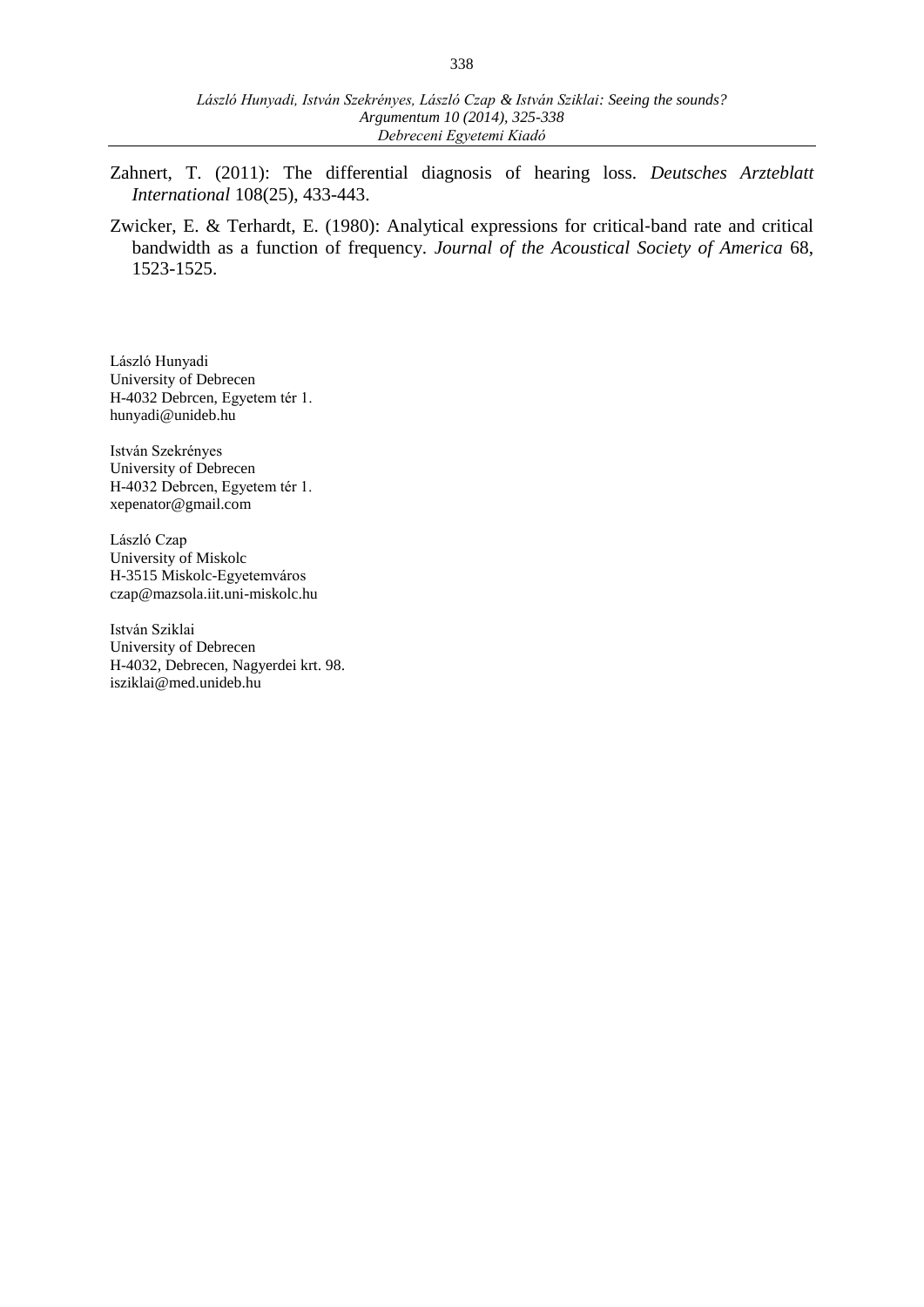Zahnert, T. (2011): The differential diagnosis of hearing loss. *Deutsches Arzteblatt International* 108(25), 433-443.

Zwicker, E. & Terhardt, E. (1980): Analytical expressions for critical-band rate and critical bandwidth as a function of frequency. *Journal of the Acoustical Society of America* 68, 1523-1525.

László Hunyadi
University of Debrecen
H-4032 Debrcen, Egyetem tér 1.
hunyadi@unideb.hu

István Szekrényes
University of Debrecen
H-4032 Debrcen, Egyetem tér 1.
xepenator@gmail.com

László Czap
University of Miskolc
H-3515 Miskolc-Egyetemváros
czap@mazsola.iit.uni-miskolc.hu

István Sziklai
University of Debrecen
H-4032, Debrecen, Nagyerdei krt. 98.
isziklai@med.unideb.hu